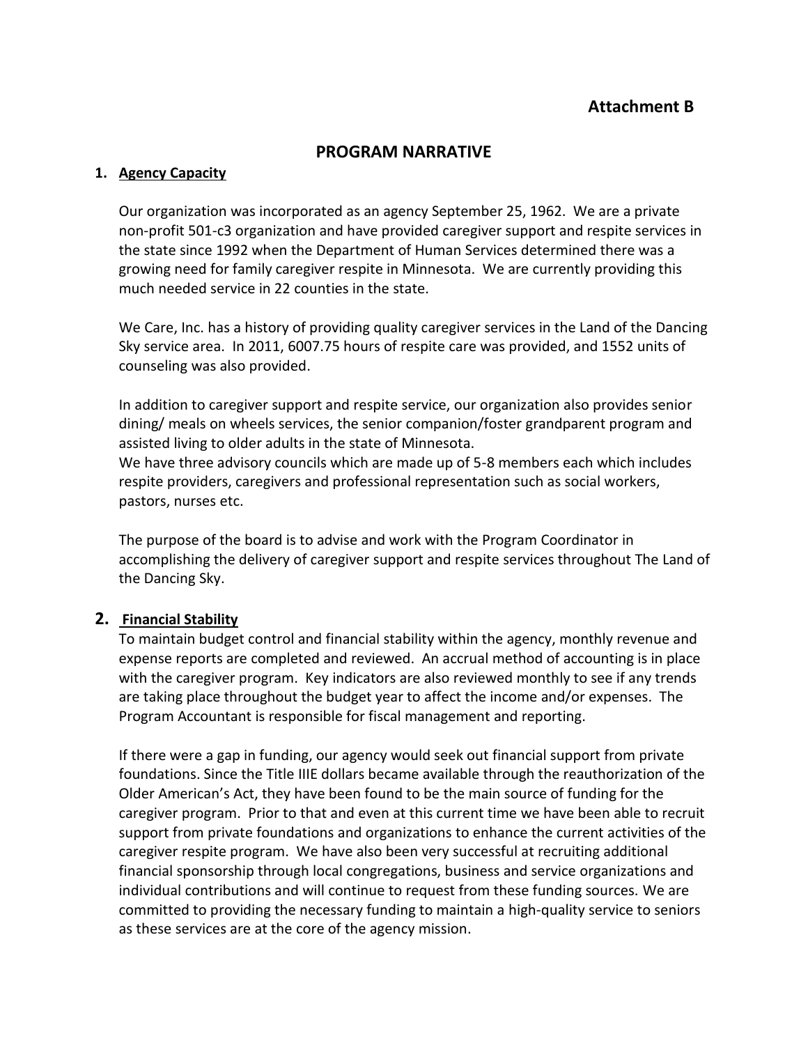**Attachment B**

# PROGRAM NARRATIVE

## 1. Agency Capacity

Our organization was incorporated as an agency September 25, 1962. We are a private non-profit 501-c3 organization and have provided caregiver support and respite services in the state since 1992 when the Department of Human Services determined there was a growing need for family caregiver respite in Minnesota. We are currently providing this much needed service in 22 counties in the state.

We Care, Inc. has a history of providing quality caregiver services in the Land of the Dancing Sky service area. In 2011, 6007.75 hours of respite care was provided, and 1552 units of counseling was also provided.

In addition to caregiver support and respite service, our organization also provides senior dining/ meals on wheels services, the senior companion/foster grandparent program and assisted living to older adults in the state of Minnesota.
We have three advisory councils which are made up of 5-8 members each which includes respite providers, caregivers and professional representation such as social workers, pastors, nurses etc.

The purpose of the board is to advise and work with the Program Coordinator in accomplishing the delivery of caregiver support and respite services throughout The Land of the Dancing Sky.

## 2. Financial Stability

To maintain budget control and financial stability within the agency, monthly revenue and expense reports are completed and reviewed. An accrual method of accounting is in place with the caregiver program. Key indicators are also reviewed monthly to see if any trends are taking place throughout the budget year to affect the income and/or expenses. The Program Accountant is responsible for fiscal management and reporting.

If there were a gap in funding, our agency would seek out financial support from private foundations. Since the Title IIIE dollars became available through the reauthorization of the Older American's Act, they have been found to be the main source of funding for the caregiver program. Prior to that and even at this current time we have been able to recruit support from private foundations and organizations to enhance the current activities of the caregiver respite program. We have also been very successful at recruiting additional financial sponsorship through local congregations, business and service organizations and individual contributions and will continue to request from these funding sources. We are committed to providing the necessary funding to maintain a high-quality service to seniors as these services are at the core of the agency mission.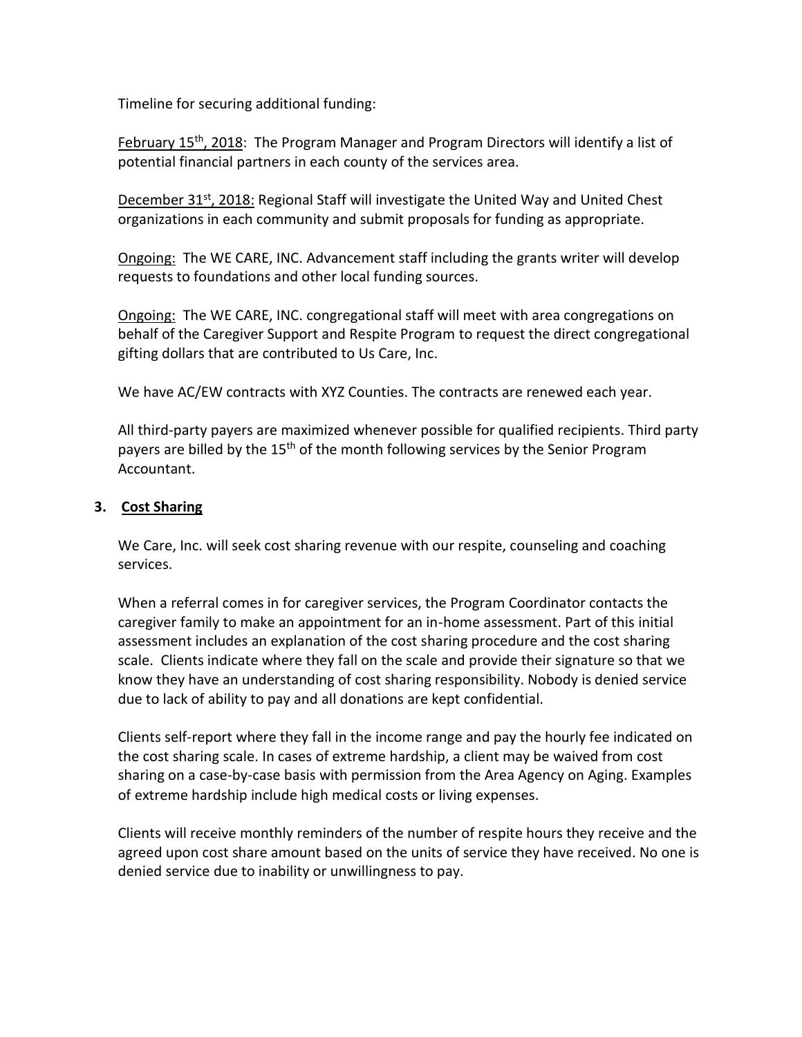Timeline for securing additional funding:

<u>February 15th, 2018</u>: The Program Manager and Program Directors will identify a list of potential financial partners in each county of the services area.

<u>December 31st, 2018:</u> Regional Staff will investigate the United Way and United Chest organizations in each community and submit proposals for funding as appropriate.

<u>Ongoing:</u> The WE CARE, INC. Advancement staff including the grants writer will develop requests to foundations and other local funding sources.

<u>Ongoing:</u> The WE CARE, INC. congregational staff will meet with area congregations on behalf of the Caregiver Support and Respite Program to request the direct congregational gifting dollars that are contributed to Us Care, Inc.

We have AC/EW contracts with XYZ Counties. The contracts are renewed each year.

All third-party payers are maximized whenever possible for qualified recipients. Third party payers are billed by the 15th of the month following services by the Senior Program Accountant.

### 3. <u>Cost Sharing</u>

We Care, Inc. will seek cost sharing revenue with our respite, counseling and coaching services.

When a referral comes in for caregiver services, the Program Coordinator contacts the caregiver family to make an appointment for an in-home assessment. Part of this initial assessment includes an explanation of the cost sharing procedure and the cost sharing scale. Clients indicate where they fall on the scale and provide their signature so that we know they have an understanding of cost sharing responsibility. Nobody is denied service due to lack of ability to pay and all donations are kept confidential.

Clients self-report where they fall in the income range and pay the hourly fee indicated on the cost sharing scale. In cases of extreme hardship, a client may be waived from cost sharing on a case-by-case basis with permission from the Area Agency on Aging. Examples of extreme hardship include high medical costs or living expenses.

Clients will receive monthly reminders of the number of respite hours they receive and the agreed upon cost share amount based on the units of service they have received. No one is denied service due to inability or unwillingness to pay.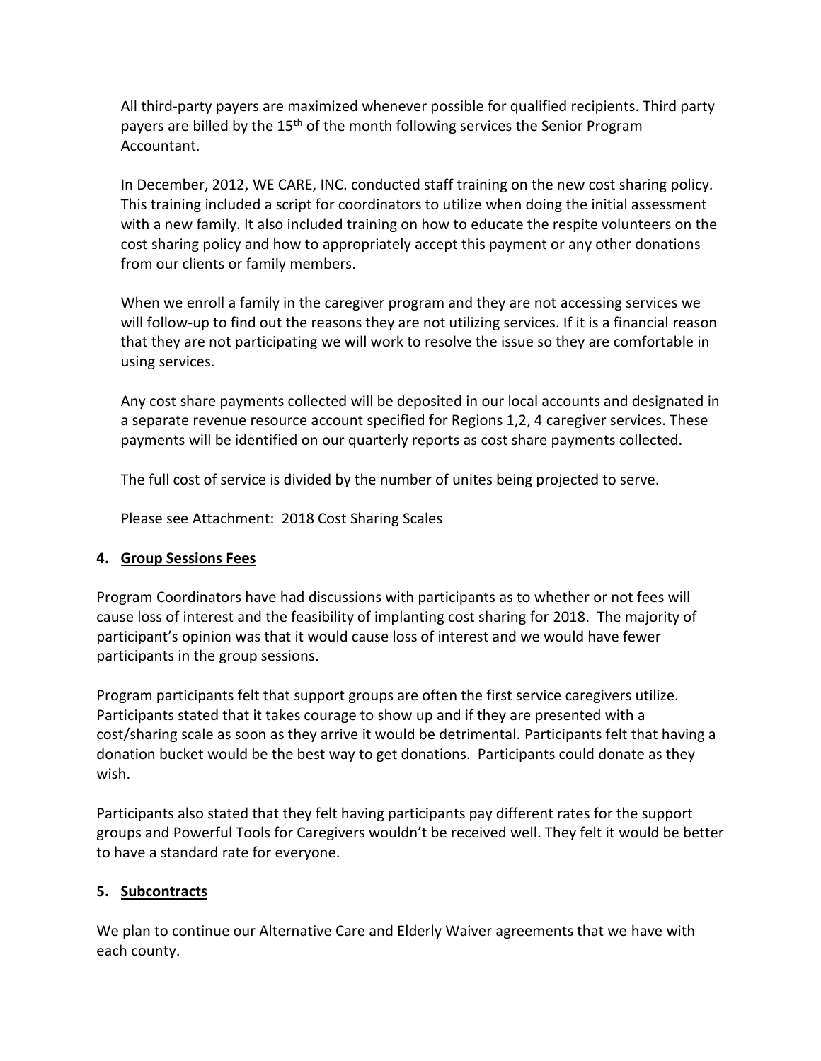All third-party payers are maximized whenever possible for qualified recipients. Third party payers are billed by the 15th of the month following services the Senior Program Accountant.

In December, 2012, WE CARE, INC. conducted staff training on the new cost sharing policy. This training included a script for coordinators to utilize when doing the initial assessment with a new family. It also included training on how to educate the respite volunteers on the cost sharing policy and how to appropriately accept this payment or any other donations from our clients or family members.

When we enroll a family in the caregiver program and they are not accessing services we will follow-up to find out the reasons they are not utilizing services. If it is a financial reason that they are not participating we will work to resolve the issue so they are comfortable in using services.

Any cost share payments collected will be deposited in our local accounts and designated in a separate revenue resource account specified for Regions 1,2, 4 caregiver services. These payments will be identified on our quarterly reports as cost share payments collected.

The full cost of service is divided by the number of unites being projected to serve.

Please see Attachment: 2018 Cost Sharing Scales

**4. Group Sessions Fees**

Program Coordinators have had discussions with participants as to whether or not fees will cause loss of interest and the feasibility of implanting cost sharing for 2018. The majority of participant's opinion was that it would cause loss of interest and we would have fewer participants in the group sessions.

Program participants felt that support groups are often the first service caregivers utilize. Participants stated that it takes courage to show up and if they are presented with a cost/sharing scale as soon as they arrive it would be detrimental. Participants felt that having a donation bucket would be the best way to get donations. Participants could donate as they wish.

Participants also stated that they felt having participants pay different rates for the support groups and Powerful Tools for Caregivers wouldn't be received well. They felt it would be better to have a standard rate for everyone.

**5. Subcontracts**

We plan to continue our Alternative Care and Elderly Waiver agreements that we have with each county.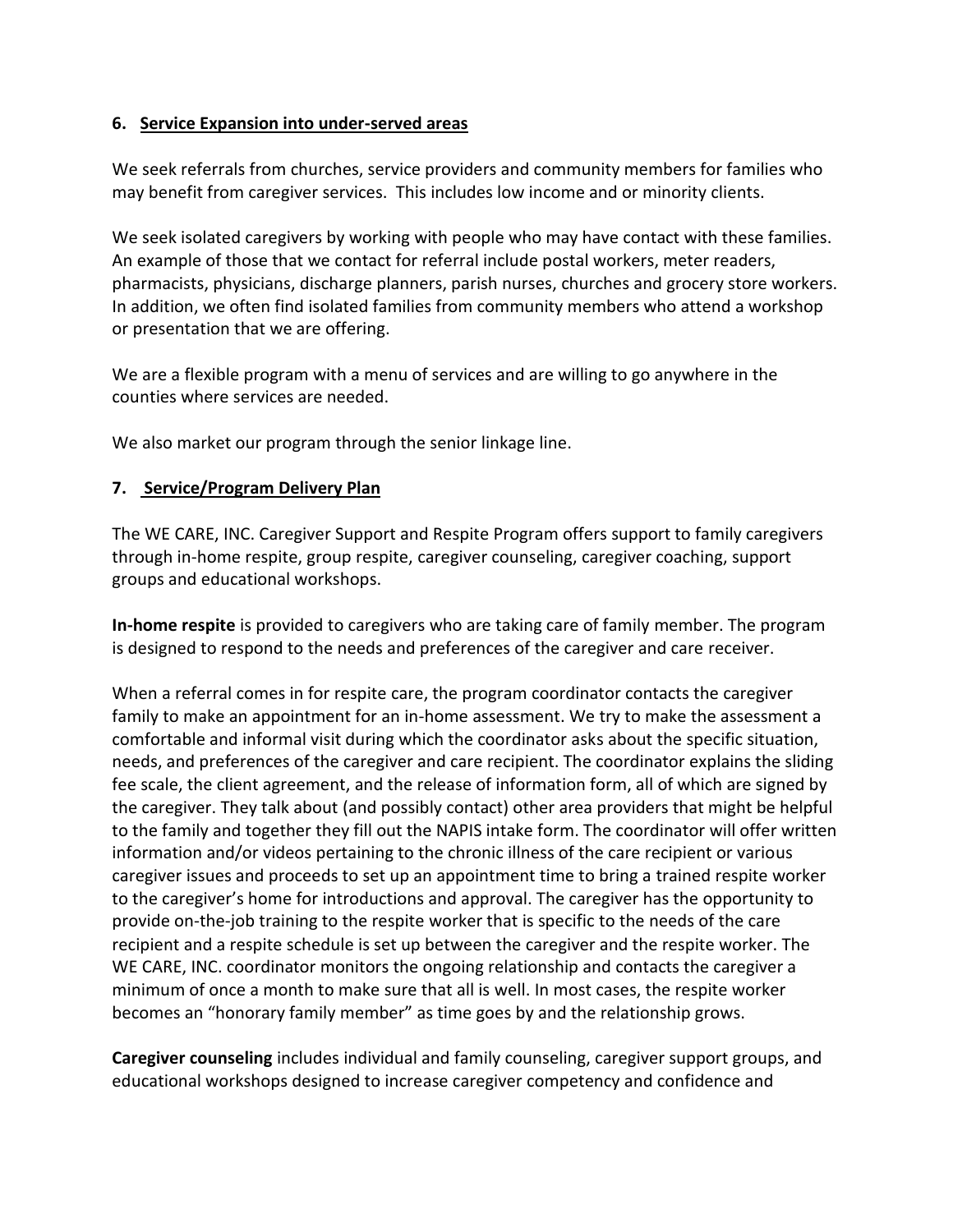## 6. Service Expansion into under-served areas

We seek referrals from churches, service providers and community members for families who may benefit from caregiver services. This includes low income and or minority clients.

We seek isolated caregivers by working with people who may have contact with these families. An example of those that we contact for referral include postal workers, meter readers, pharmacists, physicians, discharge planners, parish nurses, churches and grocery store workers. In addition, we often find isolated families from community members who attend a workshop or presentation that we are offering.

We are a flexible program with a menu of services and are willing to go anywhere in the counties where services are needed.

We also market our program through the senior linkage line.

## 7. Service/Program Delivery Plan

The WE CARE, INC. Caregiver Support and Respite Program offers support to family caregivers through in-home respite, group respite, caregiver counseling, caregiver coaching, support groups and educational workshops.

**In-home respite** is provided to caregivers who are taking care of family member. The program is designed to respond to the needs and preferences of the caregiver and care receiver.

When a referral comes in for respite care, the program coordinator contacts the caregiver family to make an appointment for an in-home assessment. We try to make the assessment a comfortable and informal visit during which the coordinator asks about the specific situation, needs, and preferences of the caregiver and care recipient. The coordinator explains the sliding fee scale, the client agreement, and the release of information form, all of which are signed by the caregiver. They talk about (and possibly contact) other area providers that might be helpful to the family and together they fill out the NAPIS intake form. The coordinator will offer written information and/or videos pertaining to the chronic illness of the care recipient or various caregiver issues and proceeds to set up an appointment time to bring a trained respite worker to the caregiver's home for introductions and approval. The caregiver has the opportunity to provide on-the-job training to the respite worker that is specific to the needs of the care recipient and a respite schedule is set up between the caregiver and the respite worker. The WE CARE, INC. coordinator monitors the ongoing relationship and contacts the caregiver a minimum of once a month to make sure that all is well. In most cases, the respite worker becomes an "honorary family member" as time goes by and the relationship grows.

**Caregiver counseling** includes individual and family counseling, caregiver support groups, and educational workshops designed to increase caregiver competency and confidence and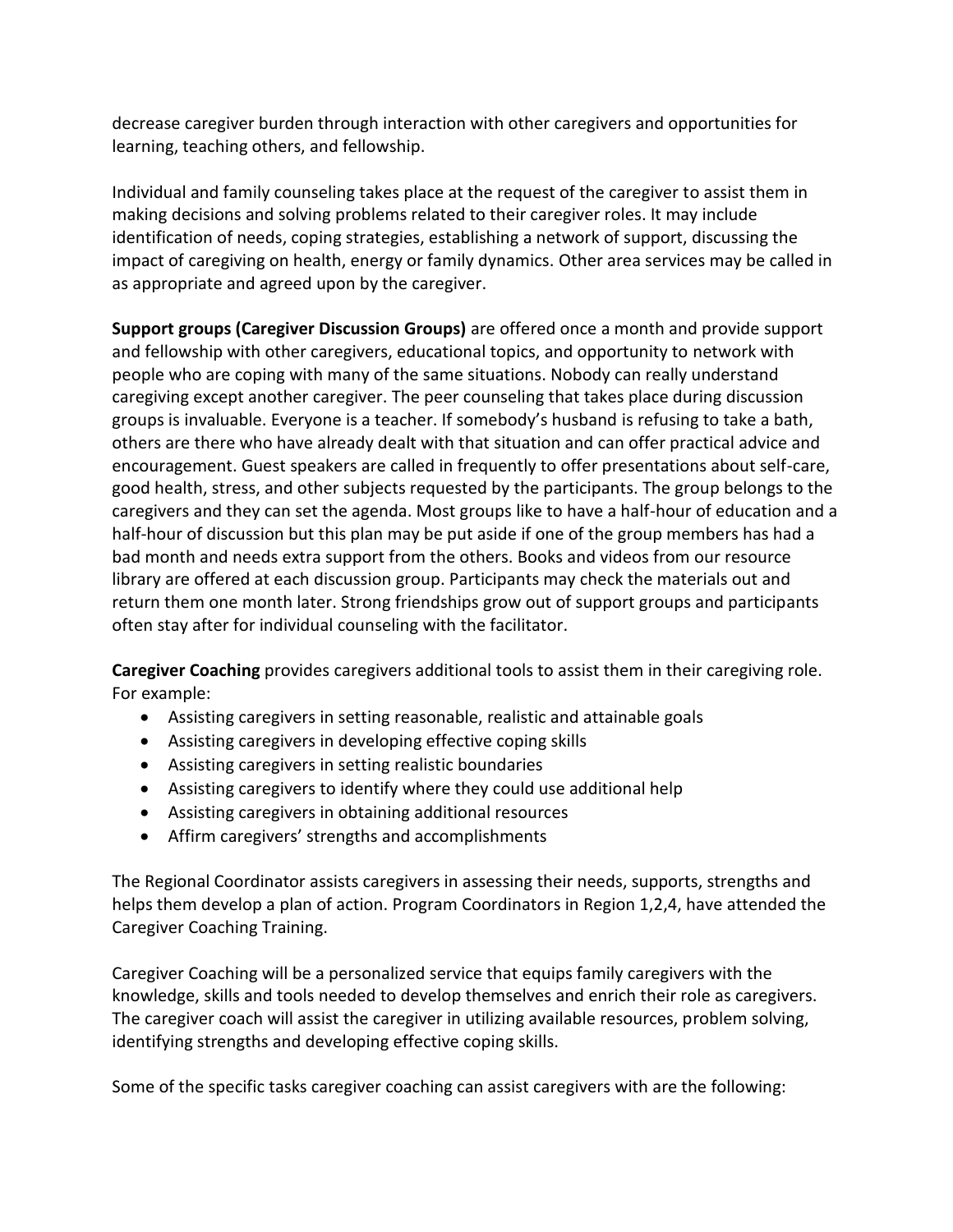decrease caregiver burden through interaction with other caregivers and opportunities for learning, teaching others, and fellowship.

Individual and family counseling takes place at the request of the caregiver to assist them in making decisions and solving problems related to their caregiver roles. It may include identification of needs, coping strategies, establishing a network of support, discussing the impact of caregiving on health, energy or family dynamics. Other area services may be called in as appropriate and agreed upon by the caregiver.

**Support groups (Caregiver Discussion Groups)** are offered once a month and provide support and fellowship with other caregivers, educational topics, and opportunity to network with people who are coping with many of the same situations. Nobody can really understand caregiving except another caregiver. The peer counseling that takes place during discussion groups is invaluable. Everyone is a teacher. If somebody's husband is refusing to take a bath, others are there who have already dealt with that situation and can offer practical advice and encouragement. Guest speakers are called in frequently to offer presentations about self-care, good health, stress, and other subjects requested by the participants. The group belongs to the caregivers and they can set the agenda. Most groups like to have a half-hour of education and a half-hour of discussion but this plan may be put aside if one of the group members has had a bad month and needs extra support from the others. Books and videos from our resource library are offered at each discussion group. Participants may check the materials out and return them one month later. Strong friendships grow out of support groups and participants often stay after for individual counseling with the facilitator.

**Caregiver Coaching** provides caregivers additional tools to assist them in their caregiving role. For example:

- Assisting caregivers in setting reasonable, realistic and attainable goals
- Assisting caregivers in developing effective coping skills
- Assisting caregivers in setting realistic boundaries
- Assisting caregivers to identify where they could use additional help
- Assisting caregivers in obtaining additional resources
- Affirm caregivers' strengths and accomplishments

The Regional Coordinator assists caregivers in assessing their needs, supports, strengths and helps them develop a plan of action. Program Coordinators in Region 1,2,4, have attended the Caregiver Coaching Training.

Caregiver Coaching will be a personalized service that equips family caregivers with the knowledge, skills and tools needed to develop themselves and enrich their role as caregivers. The caregiver coach will assist the caregiver in utilizing available resources, problem solving, identifying strengths and developing effective coping skills.

Some of the specific tasks caregiver coaching can assist caregivers with are the following: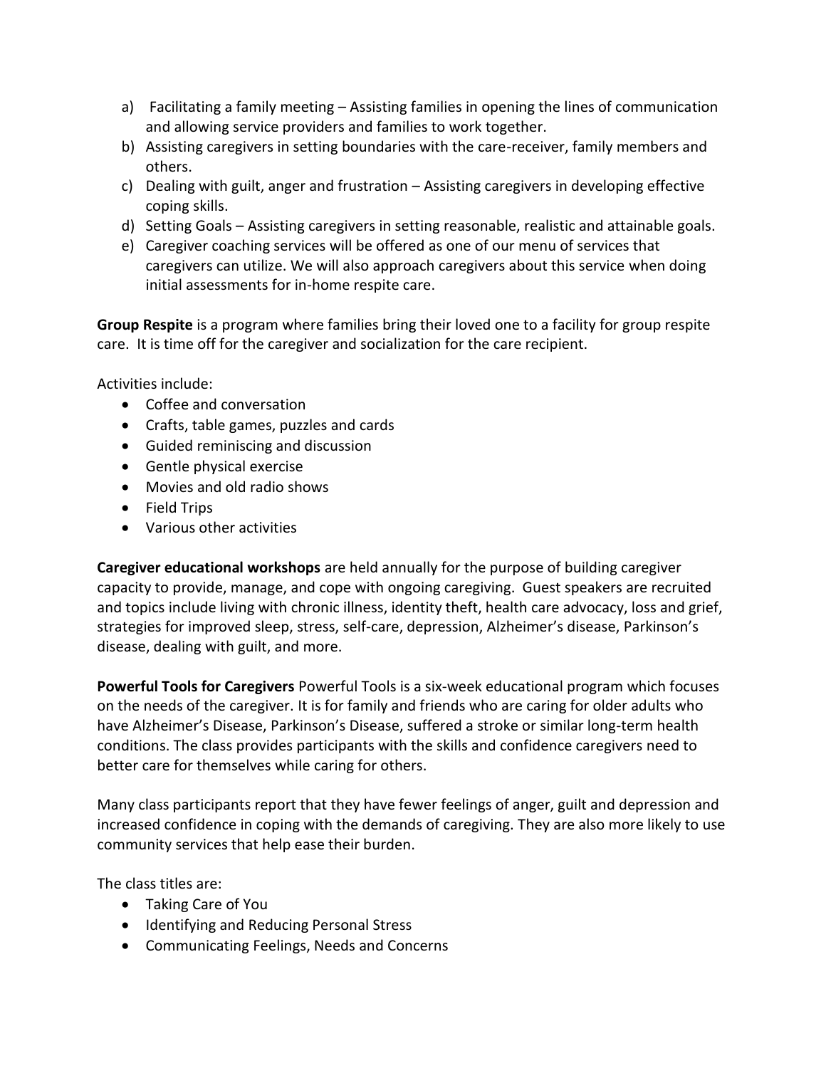a) Facilitating a family meeting – Assisting families in opening the lines of communication and allowing service providers and families to work together.
b) Assisting caregivers in setting boundaries with the care-receiver, family members and others.
c) Dealing with guilt, anger and frustration – Assisting caregivers in developing effective coping skills.
d) Setting Goals – Assisting caregivers in setting reasonable, realistic and attainable goals.
e) Caregiver coaching services will be offered as one of our menu of services that caregivers can utilize. We will also approach caregivers about this service when doing initial assessments for in-home respite care.

**Group Respite** is a program where families bring their loved one to a facility for group respite care. It is time off for the caregiver and socialization for the care recipient.

Activities include:

- Coffee and conversation
- Crafts, table games, puzzles and cards
- Guided reminiscing and discussion
- Gentle physical exercise
- Movies and old radio shows
- Field Trips
- Various other activities

**Caregiver educational workshops** are held annually for the purpose of building caregiver capacity to provide, manage, and cope with ongoing caregiving. Guest speakers are recruited and topics include living with chronic illness, identity theft, health care advocacy, loss and grief, strategies for improved sleep, stress, self-care, depression, Alzheimer's disease, Parkinson's disease, dealing with guilt, and more.

**Powerful Tools for Caregivers** Powerful Tools is a six-week educational program which focuses on the needs of the caregiver. It is for family and friends who are caring for older adults who have Alzheimer's Disease, Parkinson's Disease, suffered a stroke or similar long-term health conditions. The class provides participants with the skills and confidence caregivers need to better care for themselves while caring for others.

Many class participants report that they have fewer feelings of anger, guilt and depression and increased confidence in coping with the demands of caregiving. They are also more likely to use community services that help ease their burden.

The class titles are:

- Taking Care of You
- Identifying and Reducing Personal Stress
- Communicating Feelings, Needs and Concerns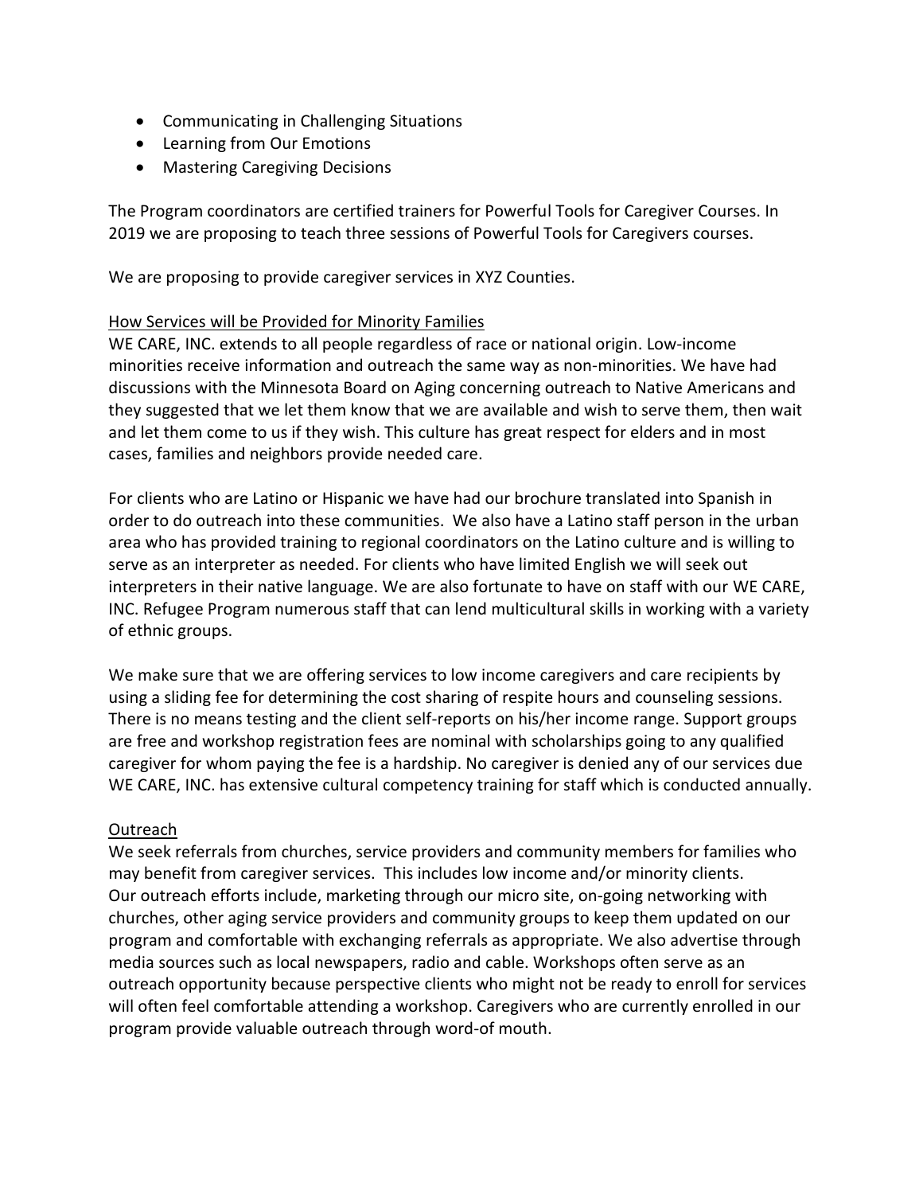- Communicating in Challenging Situations
- Learning from Our Emotions
- Mastering Caregiving Decisions

The Program coordinators are certified trainers for Powerful Tools for Caregiver Courses. In 2019 we are proposing to teach three sessions of Powerful Tools for Caregivers courses.

We are proposing to provide caregiver services in XYZ Counties.

<u>How Services will be Provided for Minority Families</u>

WE CARE, INC. extends to all people regardless of race or national origin. Low-income minorities receive information and outreach the same way as non-minorities. We have had discussions with the Minnesota Board on Aging concerning outreach to Native Americans and they suggested that we let them know that we are available and wish to serve them, then wait and let them come to us if they wish. This culture has great respect for elders and in most cases, families and neighbors provide needed care.

For clients who are Latino or Hispanic we have had our brochure translated into Spanish in order to do outreach into these communities. We also have a Latino staff person in the urban area who has provided training to regional coordinators on the Latino culture and is willing to serve as an interpreter as needed. For clients who have limited English we will seek out interpreters in their native language. We are also fortunate to have on staff with our WE CARE, INC. Refugee Program numerous staff that can lend multicultural skills in working with a variety of ethnic groups.

We make sure that we are offering services to low income caregivers and care recipients by using a sliding fee for determining the cost sharing of respite hours and counseling sessions. There is no means testing and the client self-reports on his/her income range. Support groups are free and workshop registration fees are nominal with scholarships going to any qualified caregiver for whom paying the fee is a hardship. No caregiver is denied any of our services due WE CARE, INC. has extensive cultural competency training for staff which is conducted annually.

<u>Outreach</u>

We seek referrals from churches, service providers and community members for families who may benefit from caregiver services. This includes low income and/or minority clients. Our outreach efforts include, marketing through our micro site, on-going networking with churches, other aging service providers and community groups to keep them updated on our program and comfortable with exchanging referrals as appropriate. We also advertise through media sources such as local newspapers, radio and cable. Workshops often serve as an outreach opportunity because perspective clients who might not be ready to enroll for services will often feel comfortable attending a workshop. Caregivers who are currently enrolled in our program provide valuable outreach through word-of mouth.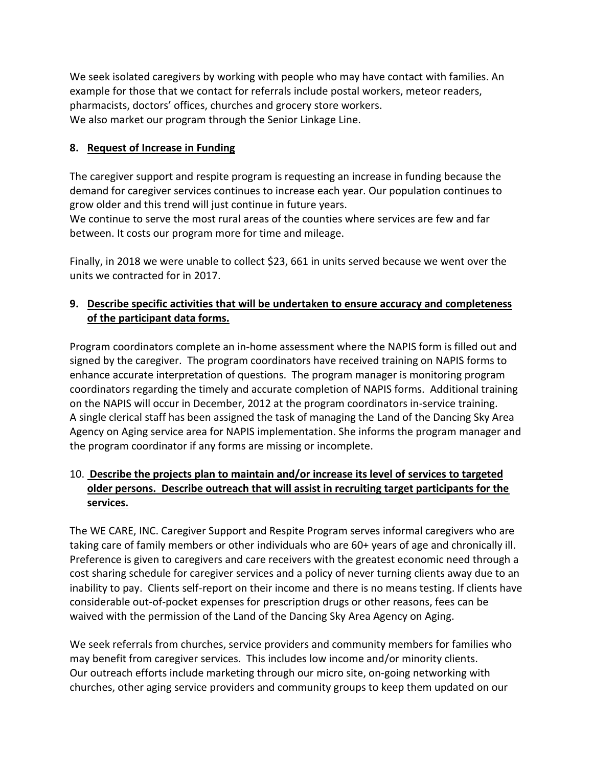We seek isolated caregivers by working with people who may have contact with families. An example for those that we contact for referrals include postal workers, meteor readers, pharmacists, doctors' offices, churches and grocery store workers.
We also market our program through the Senior Linkage Line.

**8. Request of Increase in Funding**

The caregiver support and respite program is requesting an increase in funding because the demand for caregiver services continues to increase each year. Our population continues to grow older and this trend will just continue in future years.
We continue to serve the most rural areas of the counties where services are few and far between. It costs our program more for time and mileage.

Finally, in 2018 we were unable to collect $23, 661 in units served because we went over the units we contracted for in 2017.

**9. Describe specific activities that will be undertaken to ensure accuracy and completeness of the participant data forms.**

Program coordinators complete an in-home assessment where the NAPIS form is filled out and signed by the caregiver. The program coordinators have received training on NAPIS forms to enhance accurate interpretation of questions. The program manager is monitoring program coordinators regarding the timely and accurate completion of NAPIS forms. Additional training on the NAPIS will occur in December, 2012 at the program coordinators in-service training.
A single clerical staff has been assigned the task of managing the Land of the Dancing Sky Area Agency on Aging service area for NAPIS implementation. She informs the program manager and the program coordinator if any forms are missing or incomplete.

**10. Describe the projects plan to maintain and/or increase its level of services to targeted older persons. Describe outreach that will assist in recruiting target participants for the services.**

The WE CARE, INC. Caregiver Support and Respite Program serves informal caregivers who are taking care of family members or other individuals who are 60+ years of age and chronically ill. Preference is given to caregivers and care receivers with the greatest economic need through a cost sharing schedule for caregiver services and a policy of never turning clients away due to an inability to pay. Clients self-report on their income and there is no means testing. If clients have considerable out-of-pocket expenses for prescription drugs or other reasons, fees can be waived with the permission of the Land of the Dancing Sky Area Agency on Aging.

We seek referrals from churches, service providers and community members for families who may benefit from caregiver services. This includes low income and/or minority clients.
Our outreach efforts include marketing through our micro site, on-going networking with churches, other aging service providers and community groups to keep them updated on our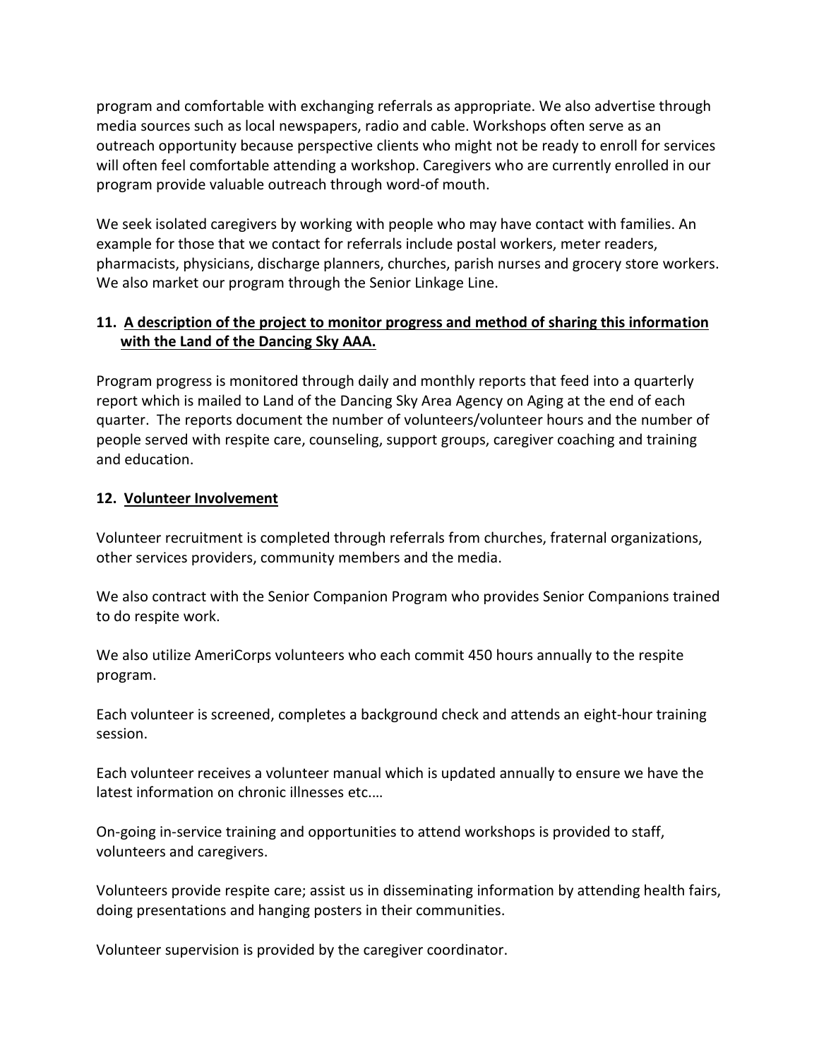program and comfortable with exchanging referrals as appropriate. We also advertise through media sources such as local newspapers, radio and cable. Workshops often serve as an outreach opportunity because perspective clients who might not be ready to enroll for services will often feel comfortable attending a workshop. Caregivers who are currently enrolled in our program provide valuable outreach through word-of mouth.

We seek isolated caregivers by working with people who may have contact with families. An example for those that we contact for referrals include postal workers, meter readers, pharmacists, physicians, discharge planners, churches, parish nurses and grocery store workers. We also market our program through the Senior Linkage Line.

## 11. A description of the project to monitor progress and method of sharing this information with the Land of the Dancing Sky AAA.

Program progress is monitored through daily and monthly reports that feed into a quarterly report which is mailed to Land of the Dancing Sky Area Agency on Aging at the end of each quarter. The reports document the number of volunteers/volunteer hours and the number of people served with respite care, counseling, support groups, caregiver coaching and training and education.

## 12. Volunteer Involvement

Volunteer recruitment is completed through referrals from churches, fraternal organizations, other services providers, community members and the media.

We also contract with the Senior Companion Program who provides Senior Companions trained to do respite work.

We also utilize AmeriCorps volunteers who each commit 450 hours annually to the respite program.

Each volunteer is screened, completes a background check and attends an eight-hour training session.

Each volunteer receives a volunteer manual which is updated annually to ensure we have the latest information on chronic illnesses etc.…

On-going in-service training and opportunities to attend workshops is provided to staff, volunteers and caregivers.

Volunteers provide respite care; assist us in disseminating information by attending health fairs, doing presentations and hanging posters in their communities.

Volunteer supervision is provided by the caregiver coordinator.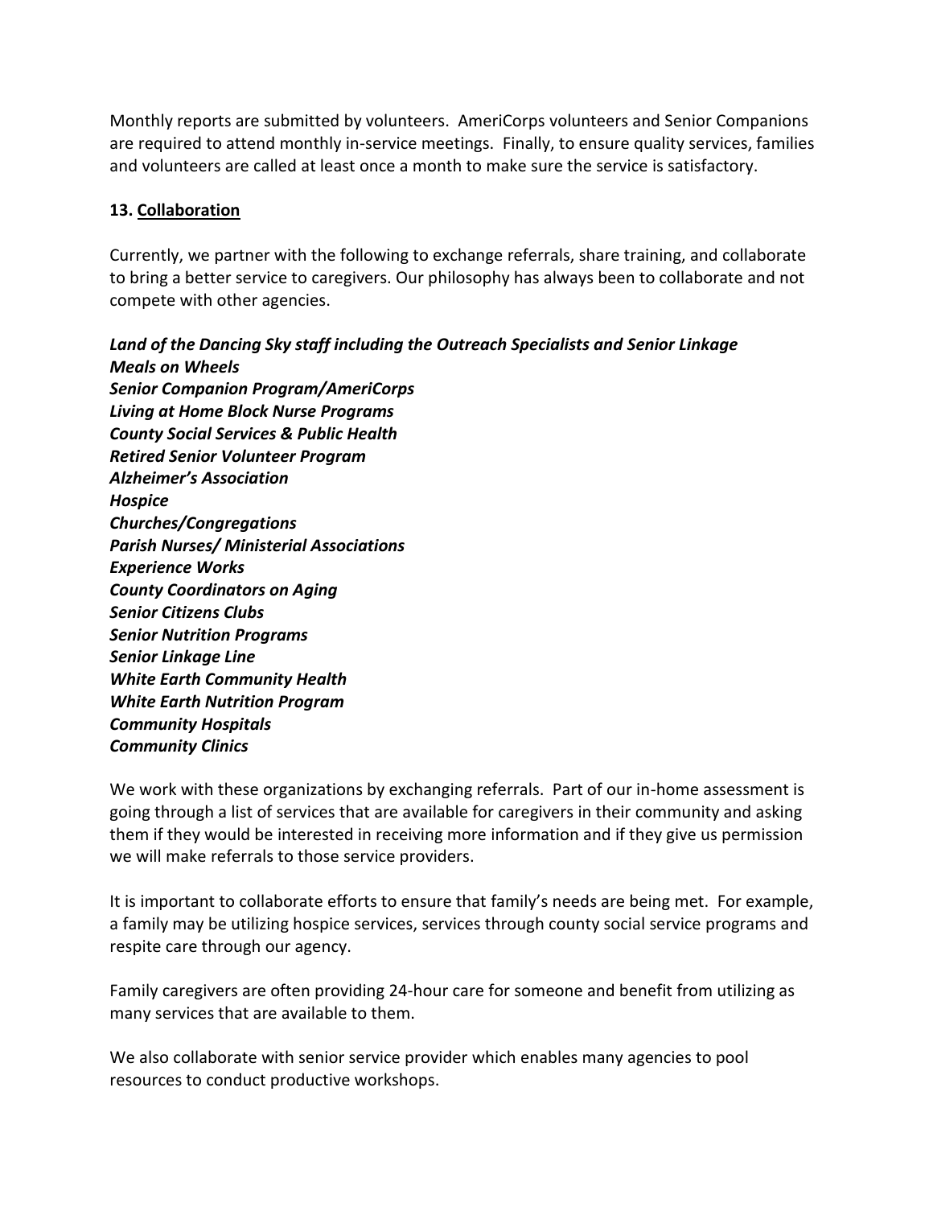Monthly reports are submitted by volunteers. AmeriCorps volunteers and Senior Companions are required to attend monthly in-service meetings. Finally, to ensure quality services, families and volunteers are called at least once a month to make sure the service is satisfactory.

## 13. Collaboration

Currently, we partner with the following to exchange referrals, share training, and collaborate to bring a better service to caregivers. Our philosophy has always been to collaborate and not compete with other agencies.

***Land of the Dancing Sky staff including the Outreach Specialists and Senior Linkage***
***Meals on Wheels***
***Senior Companion Program/AmeriCorps***
***Living at Home Block Nurse Programs***
***County Social Services & Public Health***
***Retired Senior Volunteer Program***
***Alzheimer's Association***
***Hospice***
***Churches/Congregations***
***Parish Nurses/ Ministerial Associations***
***Experience Works***
***County Coordinators on Aging***
***Senior Citizens Clubs***
***Senior Nutrition Programs***
***Senior Linkage Line***
***White Earth Community Health***
***White Earth Nutrition Program***
***Community Hospitals***
***Community Clinics***

We work with these organizations by exchanging referrals. Part of our in-home assessment is going through a list of services that are available for caregivers in their community and asking them if they would be interested in receiving more information and if they give us permission we will make referrals to those service providers.

It is important to collaborate efforts to ensure that family's needs are being met. For example, a family may be utilizing hospice services, services through county social service programs and respite care through our agency.

Family caregivers are often providing 24-hour care for someone and benefit from utilizing as many services that are available to them.

We also collaborate with senior service provider which enables many agencies to pool resources to conduct productive workshops.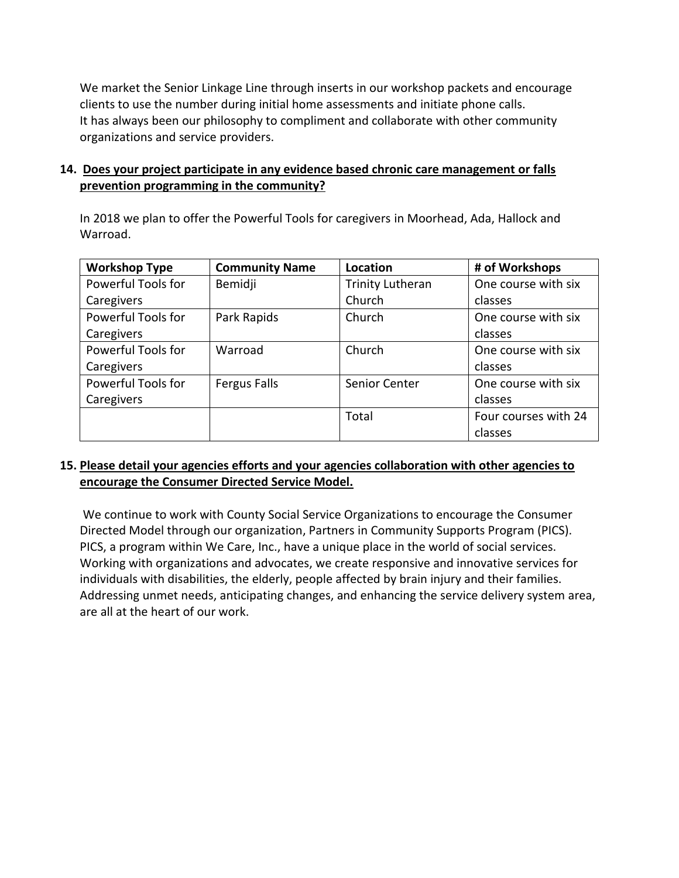We market the Senior Linkage Line through inserts in our workshop packets and encourage clients to use the number during initial home assessments and initiate phone calls.
It has always been our philosophy to compliment and collaborate with other community organizations and service providers.

**14. Does your project participate in any evidence based chronic care management or falls prevention programming in the community?**

In 2018 we plan to offer the Powerful Tools for caregivers in Moorhead, Ada, Hallock and Warroad.

| Workshop Type | Community Name | Location | # of Workshops |
|---|---|---|---|
| Powerful Tools for Caregivers | Bemidji | Trinity Lutheran Church | One course with six classes |
| Powerful Tools for Caregivers | Park Rapids | Church | One course with six classes |
| Powerful Tools for Caregivers | Warroad | Church | One course with six classes |
| Powerful Tools for Caregivers | Fergus Falls | Senior Center | One course with six classes |
| | | Total | Four courses with 24 classes |

**15. Please detail your agencies efforts and your agencies collaboration with other agencies to encourage the Consumer Directed Service Model.**

We continue to work with County Social Service Organizations to encourage the Consumer Directed Model through our organization, Partners in Community Supports Program (PICS). PICS, a program within We Care, Inc., have a unique place in the world of social services. Working with organizations and advocates, we create responsive and innovative services for individuals with disabilities, the elderly, people affected by brain injury and their families. Addressing unmet needs, anticipating changes, and enhancing the service delivery system area, are all at the heart of our work.